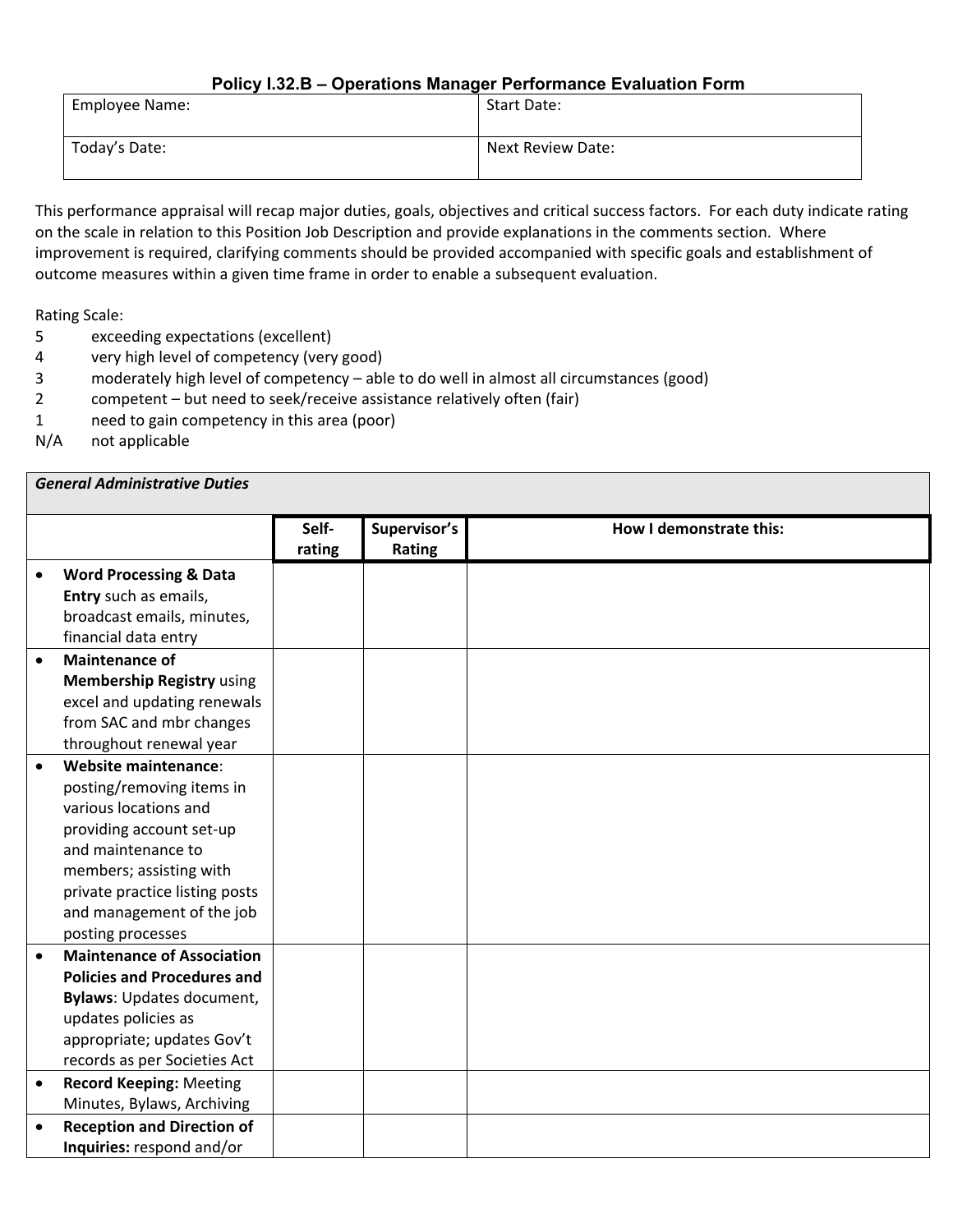## Policy I.32.B – Operations Manager Performance Evaluation Form

| Employee Name: | Start Date: |
|---|---|
| Today's Date: | Next Review Date: |

This performance appraisal will recap major duties, goals, objectives and critical success factors. For each duty indicate rating on the scale in relation to this Position Job Description and provide explanations in the comments section. Where improvement is required, clarifying comments should be provided accompanied with specific goals and establishment of outcome measures within a given time frame in order to enable a subsequent evaluation.

Rating Scale:

- 5 exceeding expectations (excellent)
- 4 very high level of competency (very good)
- 3 moderately high level of competency – able to do well in almost all circumstances (good)
- 2 competent – but need to seek/receive assistance relatively often (fair)
- 1 need to gain competency in this area (poor)
- N/A not applicable

***General Administrative Duties***

| | Self-rating | Supervisor's Rating | How I demonstrate this: |
|---|---|---|---|
| • **Word Processing & Data Entry** such as emails, broadcast emails, minutes, financial data entry | | | |
| • **Maintenance of Membership Registry** using excel and updating renewals from SAC and mbr changes throughout renewal year | | | |
| • **Website maintenance**: posting/removing items in various locations and providing account set-up and maintenance to members; assisting with private practice listing posts and management of the job posting processes | | | |
| • **Maintenance of Association Policies and Procedures and Bylaws**: Updates document, updates policies as appropriate; updates Gov't records as per Societies Act | | | |
| • **Record Keeping:** Meeting Minutes, Bylaws, Archiving | | | |
| • **Reception and Direction of Inquiries:** respond and/or | | | |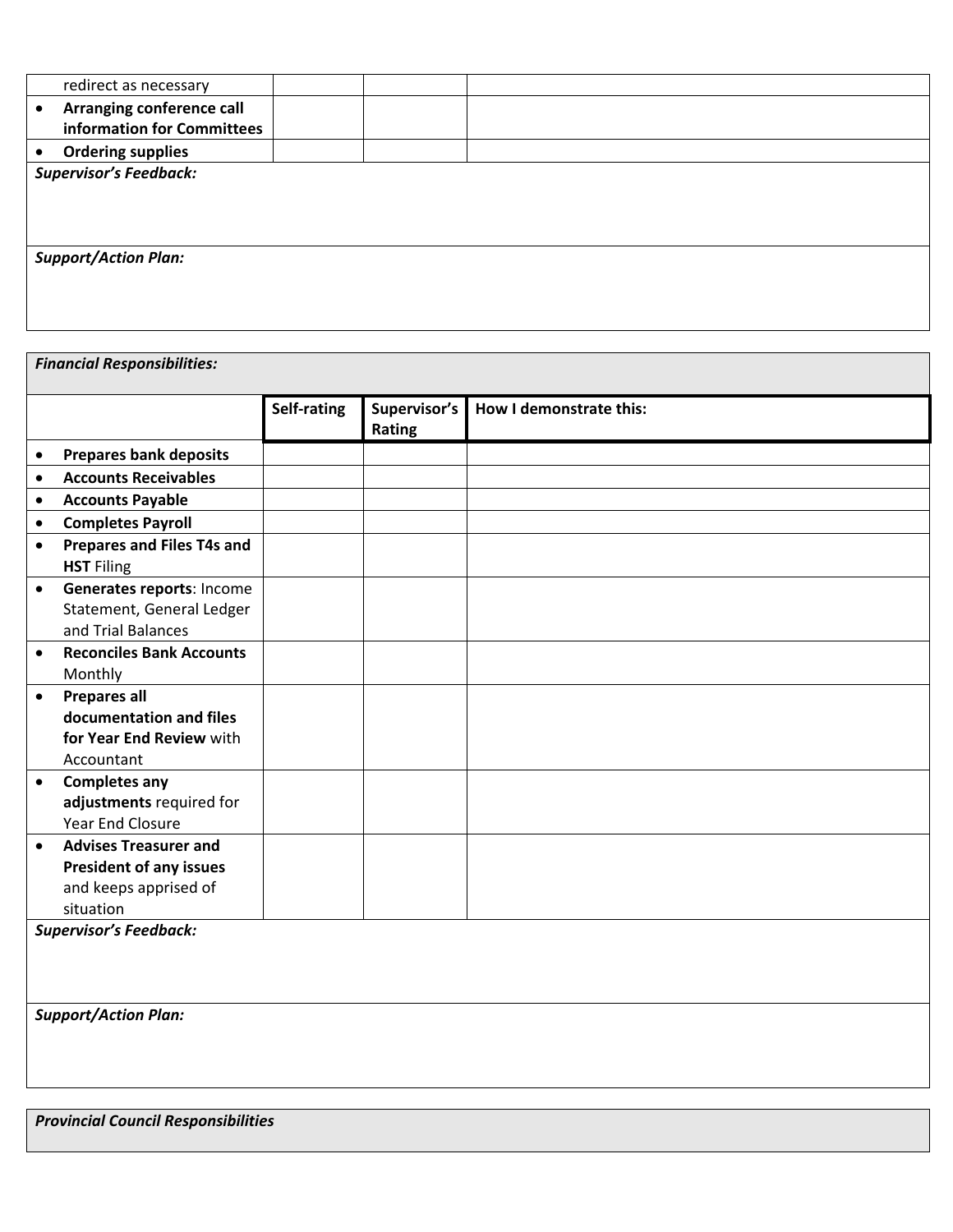| | | | |
|---|---|---|---|
| redirect as necessary | | | |
| • **Arranging conference call information for Committees** | | | |
| • **Ordering supplies** | | | |

***Supervisor's Feedback:***

***Support/Action Plan:***

***Financial Responsibilities:***

| | Self-rating | Supervisor's Rating | How I demonstrate this: |
|---|---|---|---|
| • **Prepares bank deposits** | | | |
| • **Accounts Receivables** | | | |
| • **Accounts Payable** | | | |
| • **Completes Payroll** | | | |
| • **Prepares and Files T4s and HST** Filing | | | |
| • **Generates reports**: Income Statement, General Ledger and Trial Balances | | | |
| • **Reconciles Bank Accounts** Monthly | | | |
| • **Prepares all documentation and files for Year End Review** with Accountant | | | |
| • **Completes any adjustments** required for Year End Closure | | | |
| • **Advises Treasurer and President of any issues** and keeps apprised of situation | | | |

***Supervisor's Feedback:***

***Support/Action Plan:***

***Provincial Council Responsibilities***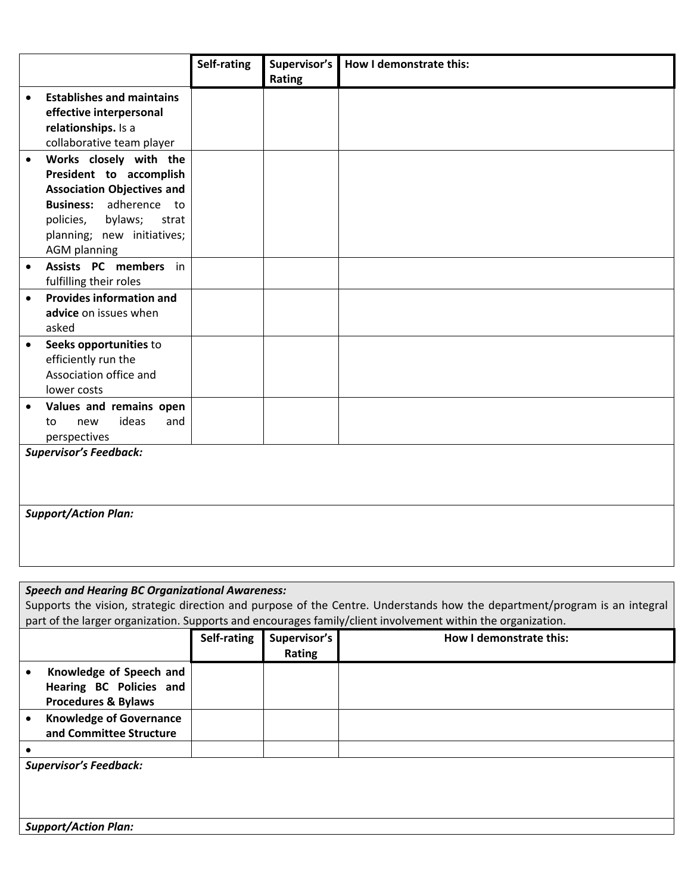| | Self-rating | Supervisor's Rating | How I demonstrate this: |
|---|---|---|---|
| • **Establishes and maintains effective interpersonal relationships.** Is a collaborative team player | | | |
| • **Works closely with the President to accomplish Association Objectives and Business:** adherence to policies, bylaws; strat planning; new initiatives; AGM planning | | | |
| • **Assists PC members** in fulfilling their roles | | | |
| • **Provides information and advice** on issues when asked | | | |
| • **Seeks opportunities** to efficiently run the Association office and lower costs | | | |
| • **Values and remains open** to new ideas and perspectives | | | |
| ***Supervisor's Feedback:*** | | | |
| ***Support/Action Plan:*** | | | |

***Speech and Hearing BC Organizational Awareness:***
Supports the vision, strategic direction and purpose of the Centre. Understands how the department/program is an integral part of the larger organization. Supports and encourages family/client involvement within the organization.

| | Self-rating | Supervisor's Rating | How I demonstrate this: |
|---|---|---|---|
| • **Knowledge of Speech and Hearing BC Policies and Procedures & Bylaws** | | | |
| • **Knowledge of Governance and Committee Structure** | | | |
| • | | | |
| ***Supervisor's Feedback:*** | | | |
| ***Support/Action Plan:*** | | | |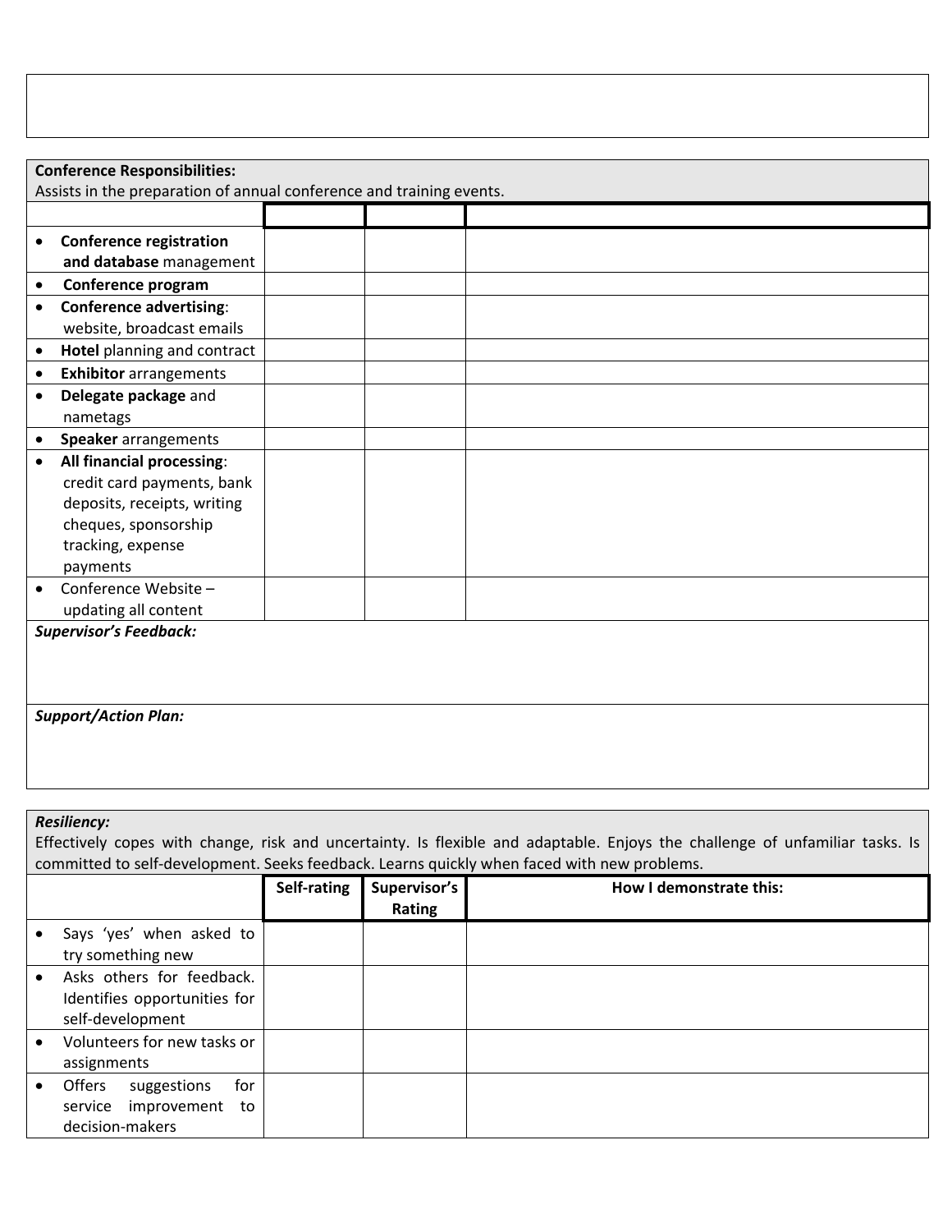**Conference Responsibilities:**
Assists in the preparation of annual conference and training events.

| | | | |
|---|---|---|---|
| • **Conference registration and database** management | | | |
| • **Conference program** | | | |
| • **Conference advertising**: website, broadcast emails | | | |
| • **Hotel** planning and contract | | | |
| • **Exhibitor** arrangements | | | |
| • **Delegate package** and nametags | | | |
| • **Speaker** arrangements | | | |
| • **All financial processing**: credit card payments, bank deposits, receipts, writing cheques, sponsorship tracking, expense payments | | | |
| • Conference Website – updating all content | | | |

***Supervisor's Feedback:***

***Support/Action Plan:***

***Resiliency:***
Effectively copes with change, risk and uncertainty. Is flexible and adaptable. Enjoys the challenge of unfamiliar tasks. Is committed to self-development. Seeks feedback. Learns quickly when faced with new problems.

| | **Self-rating** | **Supervisor's Rating** | **How I demonstrate this:** |
|---|---|---|---|
| • Says 'yes' when asked to try something new | | | |
| • Asks others for feedback. Identifies opportunities for self-development | | | |
| • Volunteers for new tasks or assignments | | | |
| • Offers suggestions for service improvement to decision-makers | | | |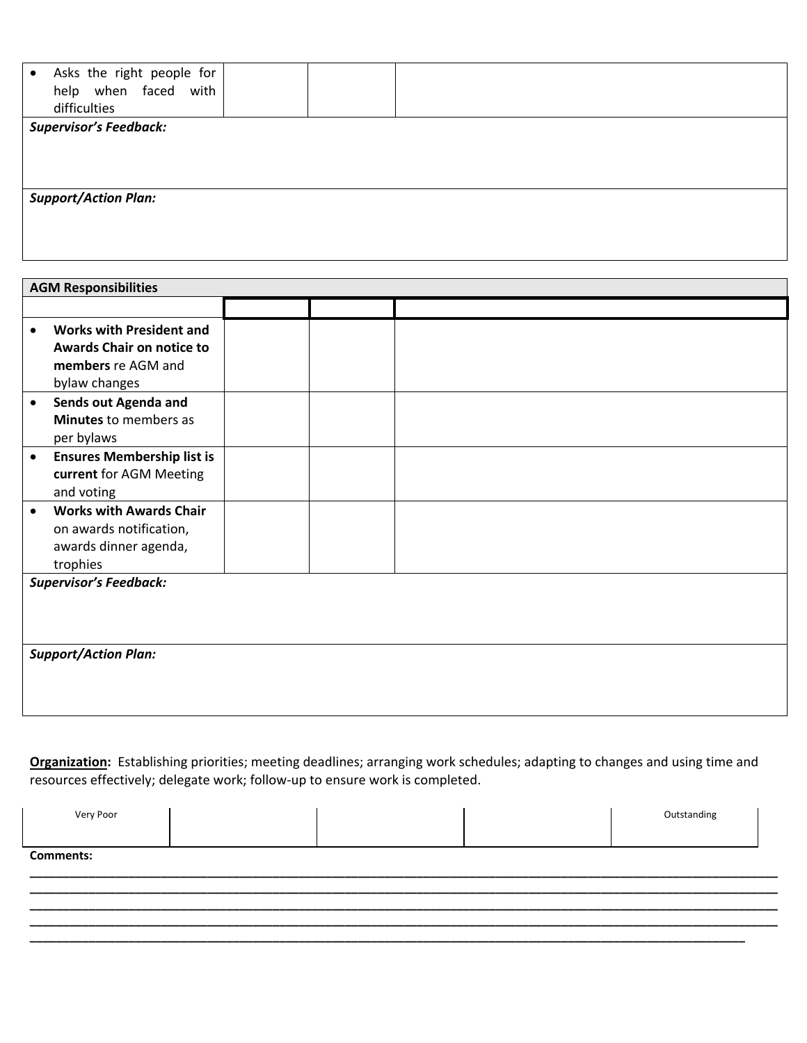| | | | |
|---|---|---|---|
| • Asks the right people for help when faced with difficulties | | | |
| ***Supervisor's Feedback:*** | | | |
| ***Support/Action Plan:*** | | | |

| **AGM Responsibilities** | | | |
|---|---|---|---|
| | | | |
| • **Works with President and Awards Chair on notice to members** re AGM and bylaw changes | | | |
| • **Sends out Agenda and Minutes** to members as per bylaws | | | |
| • **Ensures Membership list is current** for AGM Meeting and voting | | | |
| • **Works with Awards Chair** on awards notification, awards dinner agenda, trophies | | | |
| ***Supervisor's Feedback:*** | | | |
| ***Support/Action Plan:*** | | | |

**Organization:** Establishing priorities; meeting deadlines; arranging work schedules; adapting to changes and using time and resources effectively; delegate work; follow-up to ensure work is completed.

| Very Poor | | | | Outstanding |
|---|---|---|---|---|
| | | | | |

**Comments:**

________________________________________________________________________________________________________
________________________________________________________________________________________________________
________________________________________________________________________________________________________
________________________________________________________________________________________________________
________________________________________________________________________________________________________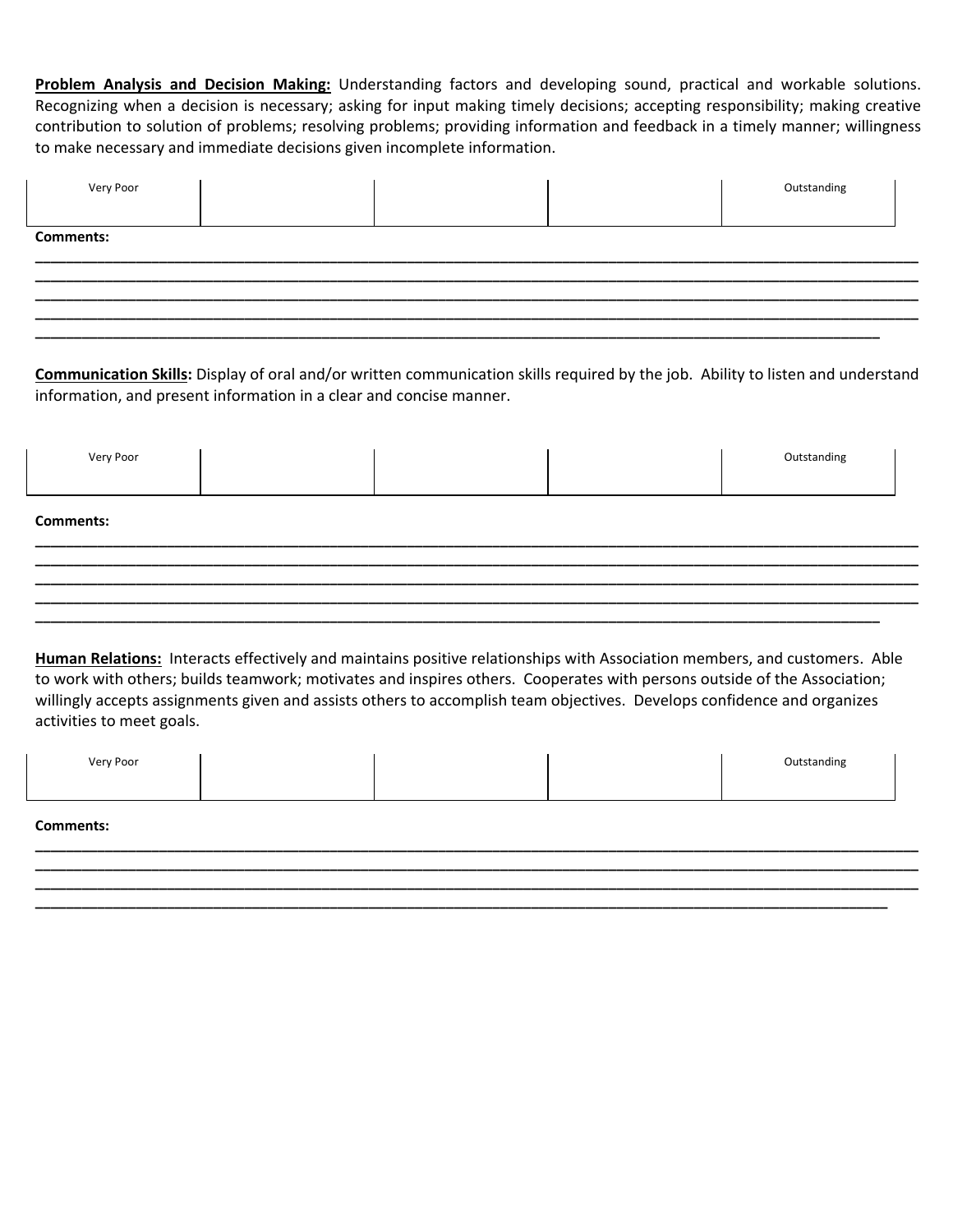**<u>Problem Analysis and Decision Making:</u>** Understanding factors and developing sound, practical and workable solutions. Recognizing when a decision is necessary; asking for input making timely decisions; accepting responsibility; making creative contribution to solution of problems; resolving problems; providing information and feedback in a timely manner; willingness to make necessary and immediate decisions given incomplete information.

| Very Poor | | | | Outstanding |
|---|---|---|---|---|
| | | | | |

**Comments:**

_______________________________________________________________________________________________
_______________________________________________________________________________________________
_______________________________________________________________________________________________
_______________________________________________________________________________________________
_______________________________________________________________________________________________

**<u>Communication Skills</u>:** Display of oral and/or written communication skills required by the job. Ability to listen and understand information, and present information in a clear and concise manner.

| Very Poor | | | | Outstanding |
|---|---|---|---|---|
| | | | | |

**Comments:**

_______________________________________________________________________________________________
_______________________________________________________________________________________________
_______________________________________________________________________________________________
_______________________________________________________________________________________________
_______________________________________________________________________________________________

**<u>Human Relations:</u>** Interacts effectively and maintains positive relationships with Association members, and customers. Able to work with others; builds teamwork; motivates and inspires others. Cooperates with persons outside of the Association; willingly accepts assignments given and assists others to accomplish team objectives. Develops confidence and organizes activities to meet goals.

| Very Poor | | | | Outstanding |
|---|---|---|---|---|
| | | | | |

**Comments:**

_______________________________________________________________________________________________
_______________________________________________________________________________________________
_______________________________________________________________________________________________
_______________________________________________________________________________________________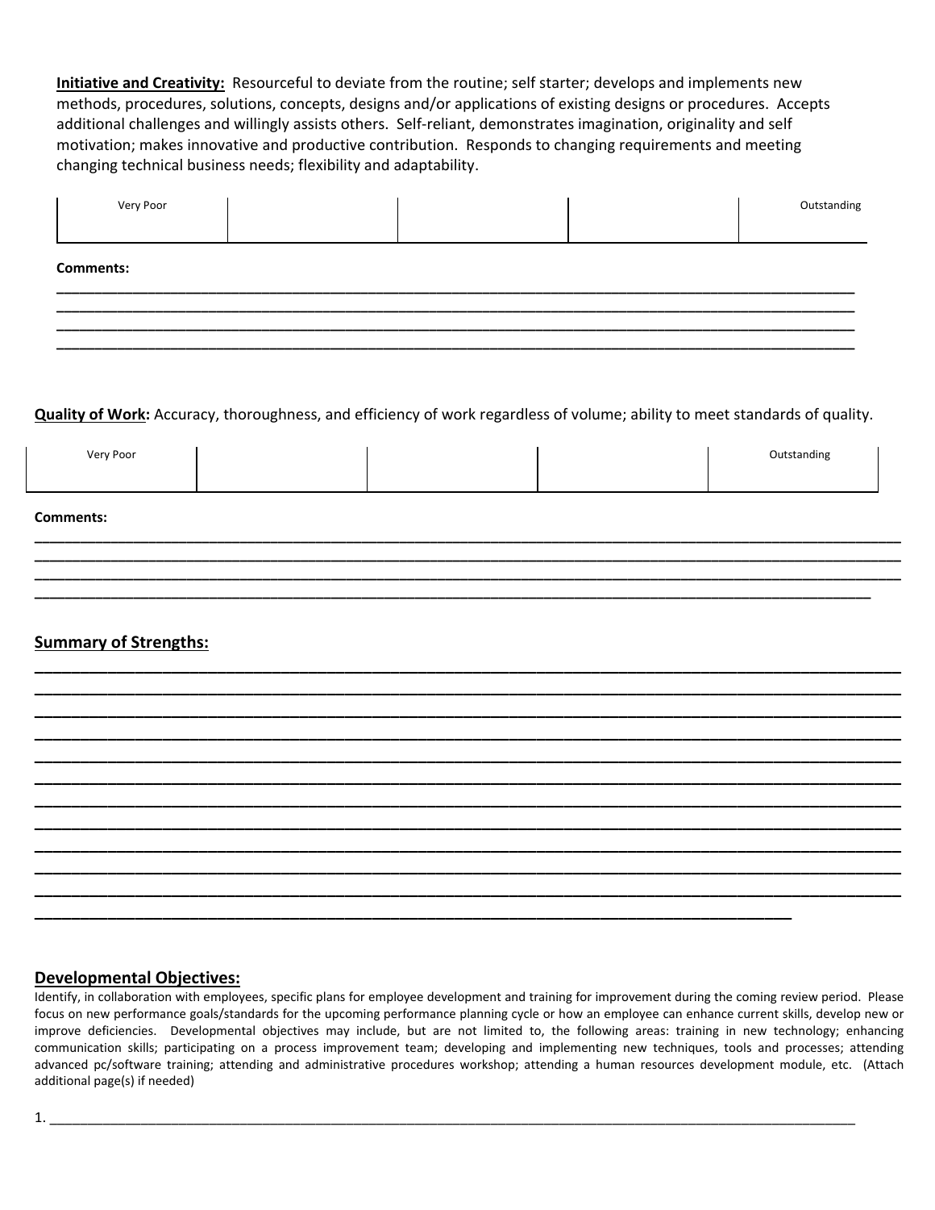**Initiative and Creativity:** Resourceful to deviate from the routine; self starter; develops and implements new methods, procedures, solutions, concepts, designs and/or applications of existing designs or procedures. Accepts additional challenges and willingly assists others. Self-reliant, demonstrates imagination, originality and self motivation; makes innovative and productive contribution. Responds to changing requirements and meeting changing technical business needs; flexibility and adaptability.

| Very Poor | | | | Outstanding |
|---|---|---|---|---|
| | | | | |

**Comments:**

______________________________________________________________________________________________
______________________________________________________________________________________________
______________________________________________________________________________________________
______________________________________________________________________________________________

**Quality of Work:** Accuracy, thoroughness, and efficiency of work regardless of volume; ability to meet standards of quality.

| Very Poor | | | | Outstanding |
|---|---|---|---|---|
| | | | | |

**Comments:**

______________________________________________________________________________________________
______________________________________________________________________________________________
______________________________________________________________________________________________
______________________________________________________________________________________________

## Summary of Strengths:

______________________________________________________________________________________________
______________________________________________________________________________________________
______________________________________________________________________________________________
______________________________________________________________________________________________
______________________________________________________________________________________________
______________________________________________________________________________________________
______________________________________________________________________________________________
______________________________________________________________________________________________
______________________________________________________________________________________________
______________________________________________________________________________________________
______________________________________________________________________________________________
______________________________________________________________________________________

## Developmental Objectives:

Identify, in collaboration with employees, specific plans for employee development and training for improvement during the coming review period. Please focus on new performance goals/standards for the upcoming performance planning cycle or how an employee can enhance current skills, develop new or improve deficiencies. Developmental objectives may include, but are not limited to, the following areas: training in new technology; enhancing communication skills; participating on a process improvement team; developing and implementing new techniques, tools and processes; attending advanced pc/software training; attending and administrative procedures workshop; attending a human resources development module, etc. (Attach additional page(s) if needed)

1. ____________________________________________________________________________________________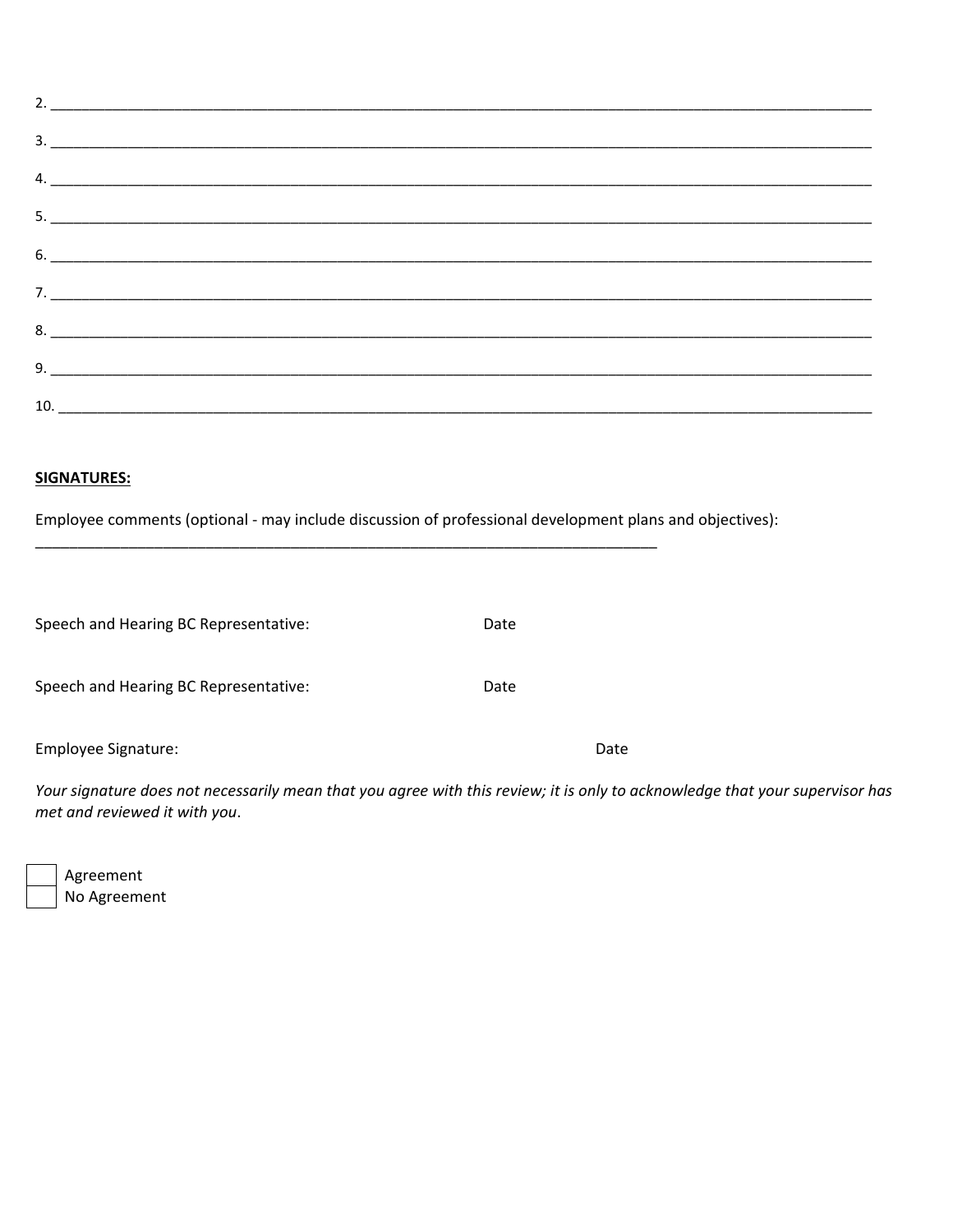2. ______________________________________________________________________________________________

3. ______________________________________________________________________________________________

4. ______________________________________________________________________________________________

5. ______________________________________________________________________________________________

6. ______________________________________________________________________________________________

7. ______________________________________________________________________________________________

8. ______________________________________________________________________________________________

9. ______________________________________________________________________________________________

10. _____________________________________________________________________________________________

**<u>SIGNATURES:</u>**

Employee comments (optional - may include discussion of professional development plans and objectives):
______________________________________________________________________________

Speech and Hearing BC Representative: Date

Speech and Hearing BC Representative: Date

Employee Signature: Date

*Your signature does not necessarily mean that you agree with this review; it is only to acknowledge that your supervisor has met and reviewed it with you*.

☐ Agreement
☐ No Agreement